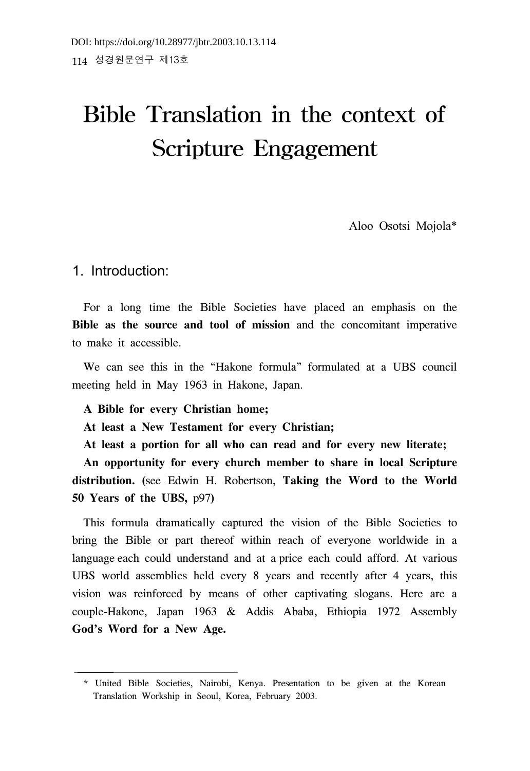# Bible Translation in the context of Scripture Engagement

Aloo Osotsi Mojola*

## 1. Introduction:

For a long time the Bible Societies have placed an emphasis on the **Bible as the source and tool of mission** and the concomitant imperative to make it accessible.

We can see this in the "Hakone formula" formulated at a UBS council meeting held in May 1963 in Hakone, Japan.

**A Bible for every Christian home;**
**At least a New Testament for every Christian;**
**At least a portion for all who can read and for every new literate;**
**An opportunity for every church member to share in local Scripture distribution. (**see Edwin H. Robertson, **Taking the Word to the World 50 Years of the UBS,** p97**)**

This formula dramatically captured the vision of the Bible Societies to bring the Bible or part thereof within reach of everyone worldwide in a language each could understand and at a price each could afford. At various UBS world assemblies held every 8 years and recently after 4 years, this vision was reinforced by means of other captivating slogans. Here are a couple-Hakone, Japan 1963 & Addis Ababa, Ethiopia 1972 Assembly **God's Word for a New Age.**

---

\* United Bible Societies, Nairobi, Kenya. Presentation to be given at the Korean Translation Workship in Seoul, Korea, February 2003.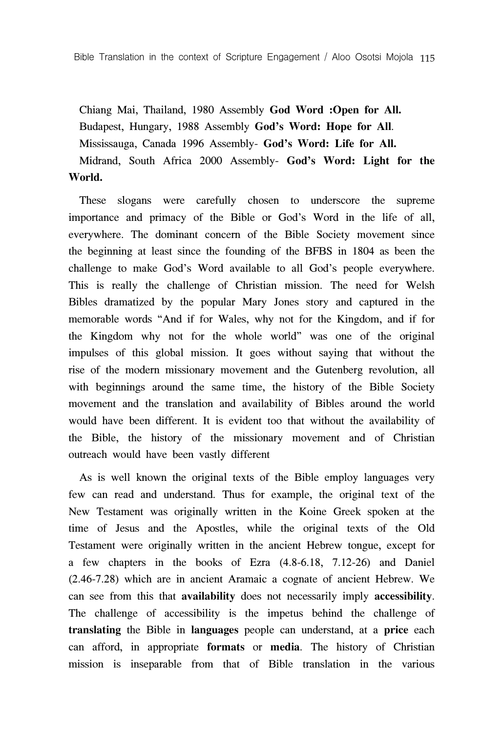Chiang Mai, Thailand, 1980 Assembly **God Word :Open for All.**
Budapest, Hungary, 1988 Assembly **God's Word: Hope for All**.
Mississauga, Canada 1996 Assembly- **God's Word: Life for All.**
Midrand, South Africa 2000 Assembly- **God's Word: Light for the World.**

These slogans were carefully chosen to underscore the supreme importance and primacy of the Bible or God's Word in the life of all, everywhere. The dominant concern of the Bible Society movement since the beginning at least since the founding of the BFBS in 1804 as been the challenge to make God's Word available to all God's people everywhere. This is really the challenge of Christian mission. The need for Welsh Bibles dramatized by the popular Mary Jones story and captured in the memorable words "And if for Wales, why not for the Kingdom, and if for the Kingdom why not for the whole world" was one of the original impulses of this global mission. It goes without saying that without the rise of the modern missionary movement and the Gutenberg revolution, all with beginnings around the same time, the history of the Bible Society movement and the translation and availability of Bibles around the world would have been different. It is evident too that without the availability of the Bible, the history of the missionary movement and of Christian outreach would have been vastly different

As is well known the original texts of the Bible employ languages very few can read and understand. Thus for example, the original text of the New Testament was originally written in the Koine Greek spoken at the time of Jesus and the Apostles, while the original texts of the Old Testament were originally written in the ancient Hebrew tongue, except for a few chapters in the books of Ezra (4.8-6.18, 7.12-26) and Daniel (2.46-7.28) which are in ancient Aramaic a cognate of ancient Hebrew. We can see from this that **availability** does not necessarily imply **accessibility**. The challenge of accessibility is the impetus behind the challenge of **translating** the Bible in **languages** people can understand, at a **price** each can afford, in appropriate **formats** or **media**. The history of Christian mission is inseparable from that of Bible translation in the various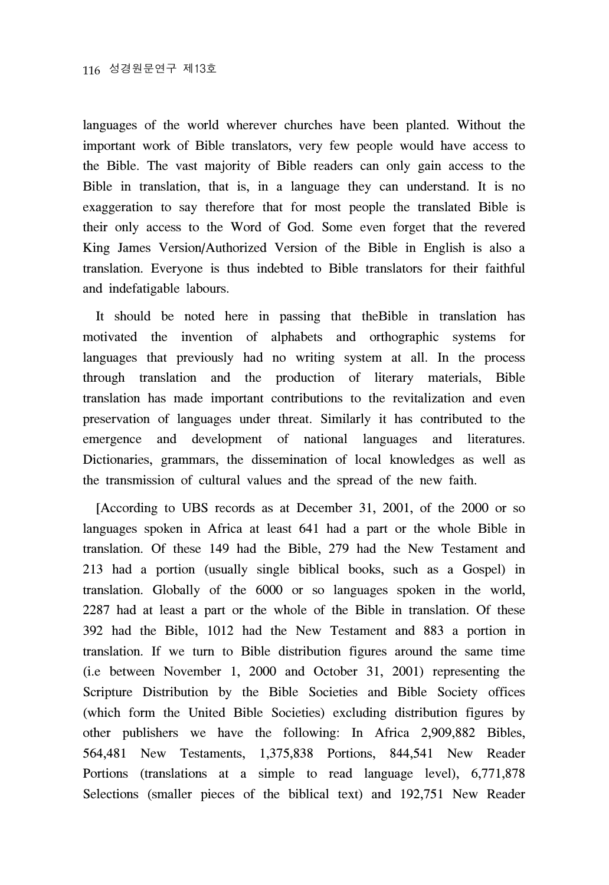languages of the world wherever churches have been planted. Without the important work of Bible translators, very few people would have access to the Bible. The vast majority of Bible readers can only gain access to the Bible in translation, that is, in a language they can understand. It is no exaggeration to say therefore that for most people the translated Bible is their only access to the Word of God. Some even forget that the revered King James Version/Authorized Version of the Bible in English is also a translation. Everyone is thus indebted to Bible translators for their faithful and indefatigable labours.

It should be noted here in passing that theBible in translation has motivated the invention of alphabets and orthographic systems for languages that previously had no writing system at all. In the process through translation and the production of literary materials, Bible translation has made important contributions to the revitalization and even preservation of languages under threat. Similarly it has contributed to the emergence and development of national languages and literatures. Dictionaries, grammars, the dissemination of local knowledges as well as the transmission of cultural values and the spread of the new faith.

[According to UBS records as at December 31, 2001, of the 2000 or so languages spoken in Africa at least 641 had a part or the whole Bible in translation. Of these 149 had the Bible, 279 had the New Testament and 213 had a portion (usually single biblical books, such as a Gospel) in translation. Globally of the 6000 or so languages spoken in the world, 2287 had at least a part or the whole of the Bible in translation. Of these 392 had the Bible, 1012 had the New Testament and 883 a portion in translation. If we turn to Bible distribution figures around the same time (i.e between November 1, 2000 and October 31, 2001) representing the Scripture Distribution by the Bible Societies and Bible Society offices (which form the United Bible Societies) excluding distribution figures by other publishers we have the following: In Africa 2,909,882 Bibles, 564,481 New Testaments, 1,375,838 Portions, 844,541 New Reader Portions (translations at a simple to read language level), 6,771,878 Selections (smaller pieces of the biblical text) and 192,751 New Reader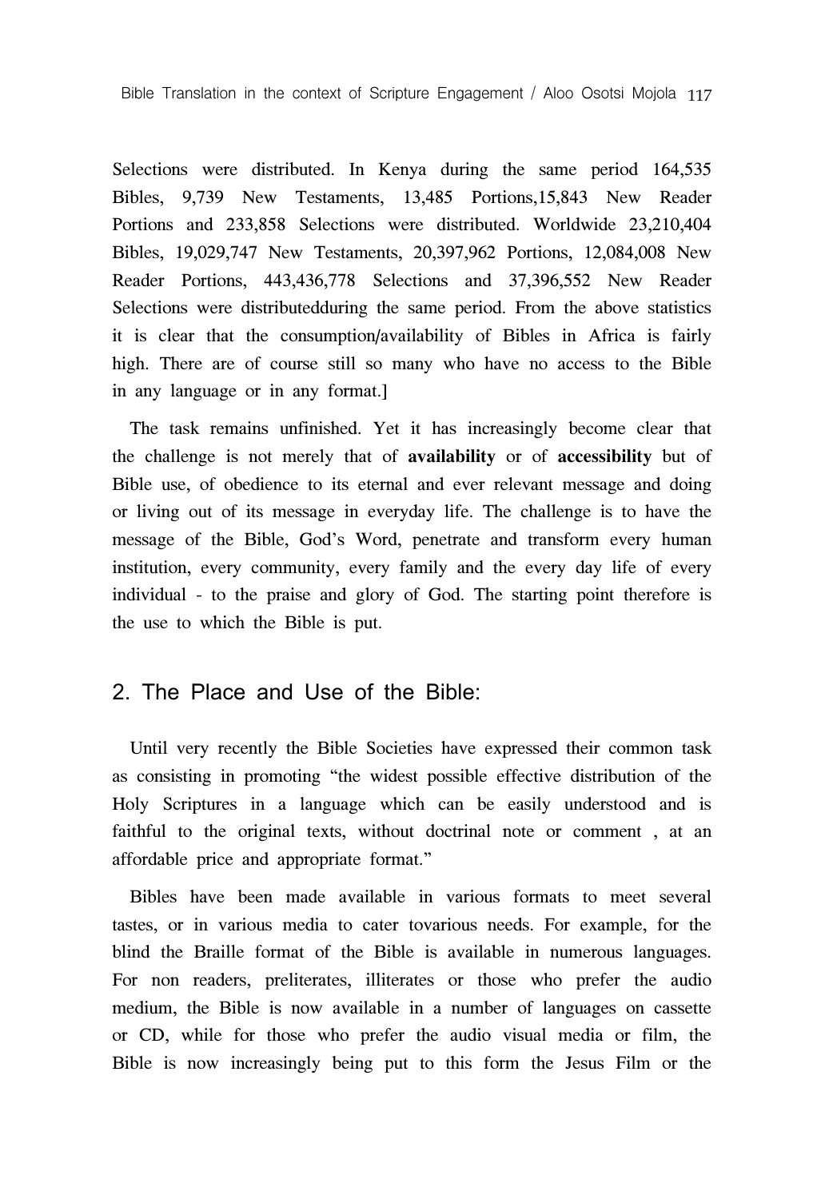Selections were distributed. In Kenya during the same period 164,535 Bibles, 9,739 New Testaments, 13,485 Portions,15,843 New Reader Portions and 233,858 Selections were distributed. Worldwide 23,210,404 Bibles, 19,029,747 New Testaments, 20,397,962 Portions, 12,084,008 New Reader Portions, 443,436,778 Selections and 37,396,552 New Reader Selections were distributedduring the same period. From the above statistics it is clear that the consumption/availability of Bibles in Africa is fairly high. There are of course still so many who have no access to the Bible in any language or in any format.]

The task remains unfinished. Yet it has increasingly become clear that the challenge is not merely that of **availability** or of **accessibility** but of Bible use, of obedience to its eternal and ever relevant message and doing or living out of its message in everyday life. The challenge is to have the message of the Bible, God's Word, penetrate and transform every human institution, every community, every family and the every day life of every individual - to the praise and glory of God. The starting point therefore is the use to which the Bible is put.

## 2. The Place and Use of the Bible:

Until very recently the Bible Societies have expressed their common task as consisting in promoting "the widest possible effective distribution of the Holy Scriptures in a language which can be easily understood and is faithful to the original texts, without doctrinal note or comment , at an affordable price and appropriate format."

Bibles have been made available in various formats to meet several tastes, or in various media to cater tovarious needs. For example, for the blind the Braille format of the Bible is available in numerous languages. For non readers, preliterates, illiterates or those who prefer the audio medium, the Bible is now available in a number of languages on cassette or CD, while for those who prefer the audio visual media or film, the Bible is now increasingly being put to this form the Jesus Film or the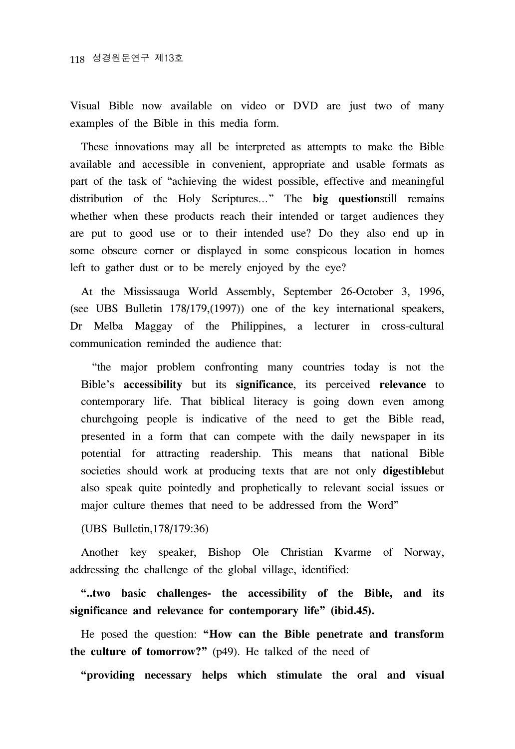Visual Bible now available on video or DVD are just two of many examples of the Bible in this media form.

These innovations may all be interpreted as attempts to make the Bible available and accessible in convenient, appropriate and usable formats as part of the task of "achieving the widest possible, effective and meaningful distribution of the Holy Scriptures..." The **big question**still remains whether when these products reach their intended or target audiences they are put to good use or to their intended use? Do they also end up in some obscure corner or displayed in some conspicous location in homes left to gather dust or to be merely enjoyed by the eye?

At the Mississauga World Assembly, September 26-October 3, 1996, (see UBS Bulletin 178/179,(1997)) one of the key international speakers, Dr Melba Maggay of the Philippines, a lecturer in cross-cultural communication reminded the audience that:

> "the major problem confronting many countries today is not the Bible's **accessibility** but its **significance**, its perceived **relevance** to contemporary life. That biblical literacy is going down even among churchgoing people is indicative of the need to get the Bible read, presented in a form that can compete with the daily newspaper in its potential for attracting readership. This means that national Bible societies should work at producing texts that are not only **digestible**but also speak quite pointedly and prophetically to relevant social issues or major culture themes that need to be addressed from the Word"

(UBS Bulletin,178/179:36)

Another key speaker, Bishop Ole Christian Kvarme of Norway, addressing the challenge of the global village, identified:

**"..two basic challenges- the accessibility of the Bible, and its significance and relevance for contemporary life" (ibid.45).**

He posed the question: **"How can the Bible penetrate and transform the culture of tomorrow?"** (p49). He talked of the need of

**"providing necessary helps which stimulate the oral and visual**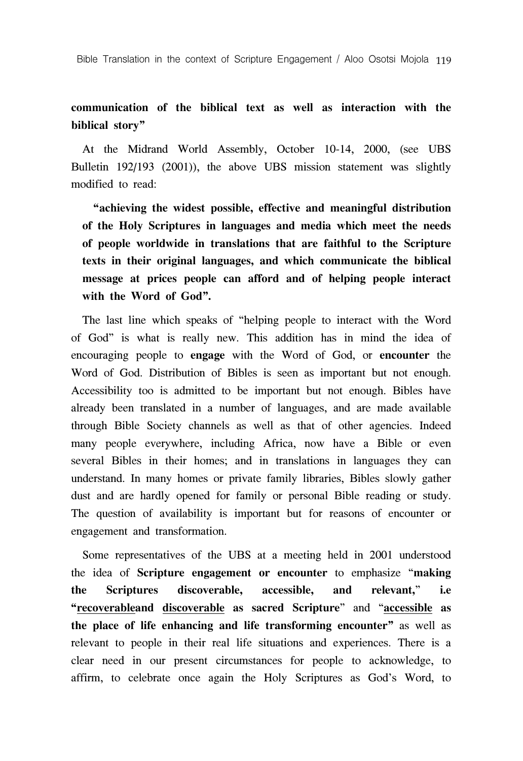**communication of the biblical text as well as interaction with the biblical story"**

At the Midrand World Assembly, October 10-14, 2000, (see UBS Bulletin 192/193 (2001)), the above UBS mission statement was slightly modified to read:

> **"achieving the widest possible, effective and meaningful distribution of the Holy Scriptures in languages and media which meet the needs of people worldwide in translations that are faithful to the Scripture texts in their original languages, and which communicate the biblical message at prices people can afford and of helping people interact with the Word of God".**

The last line which speaks of "helping people to interact with the Word of God" is what is really new. This addition has in mind the idea of encouraging people to **engage** with the Word of God, or **encounter** the Word of God. Distribution of Bibles is seen as important but not enough. Accessibility too is admitted to be important but not enough. Bibles have already been translated in a number of languages, and are made available through Bible Society channels as well as that of other agencies. Indeed many people everywhere, including Africa, now have a Bible or even several Bibles in their homes; and in translations in languages they can understand. In many homes or private family libraries, Bibles slowly gather dust and are hardly opened for family or personal Bible reading or study. The question of availability is important but for reasons of encounter or engagement and transformation.

Some representatives of the UBS at a meeting held in 2001 understood the idea of **Scripture engagement or encounter** to emphasize "**making the Scriptures discoverable, accessible, and relevant,**" **i.e "<u>recoverable</u>and <u>discoverable</u> as sacred Scripture**" and "**<u>accessible</u> as the place of life enhancing and life transforming encounter"** as well as relevant to people in their real life situations and experiences. There is a clear need in our present circumstances for people to acknowledge, to affirm, to celebrate once again the Holy Scriptures as God's Word, to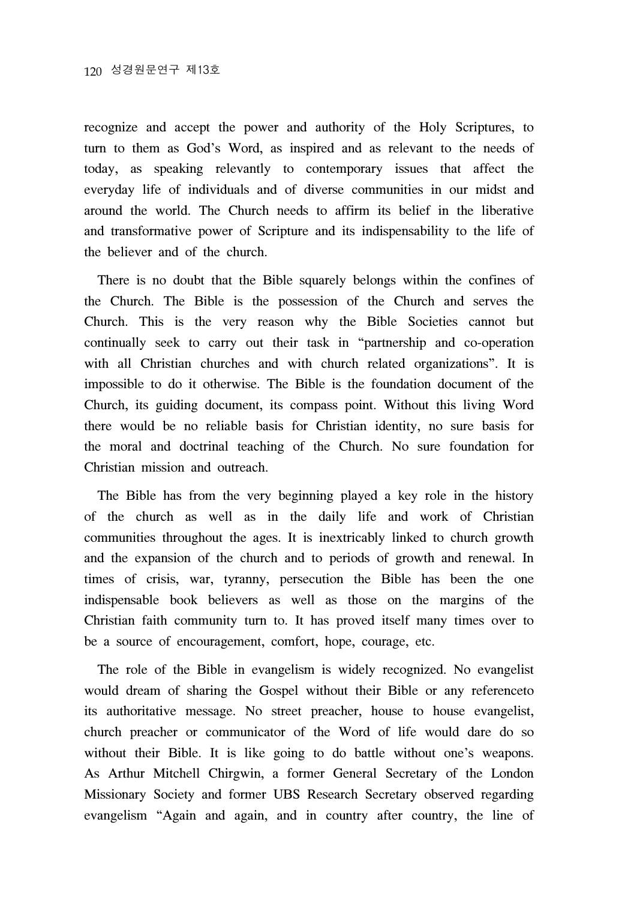recognize and accept the power and authority of the Holy Scriptures, to turn to them as God's Word, as inspired and as relevant to the needs of today, as speaking relevantly to contemporary issues that affect the everyday life of individuals and of diverse communities in our midst and around the world. The Church needs to affirm its belief in the liberative and transformative power of Scripture and its indispensability to the life of the believer and of the church.

There is no doubt that the Bible squarely belongs within the confines of the Church. The Bible is the possession of the Church and serves the Church. This is the very reason why the Bible Societies cannot but continually seek to carry out their task in "partnership and co-operation with all Christian churches and with church related organizations". It is impossible to do it otherwise. The Bible is the foundation document of the Church, its guiding document, its compass point. Without this living Word there would be no reliable basis for Christian identity, no sure basis for the moral and doctrinal teaching of the Church. No sure foundation for Christian mission and outreach.

The Bible has from the very beginning played a key role in the history of the church as well as in the daily life and work of Christian communities throughout the ages. It is inextricably linked to church growth and the expansion of the church and to periods of growth and renewal. In times of crisis, war, tyranny, persecution the Bible has been the one indispensable book believers as well as those on the margins of the Christian faith community turn to. It has proved itself many times over to be a source of encouragement, comfort, hope, courage, etc.

The role of the Bible in evangelism is widely recognized. No evangelist would dream of sharing the Gospel without their Bible or any referenceto its authoritative message. No street preacher, house to house evangelist, church preacher or communicator of the Word of life would dare do so without their Bible. It is like going to do battle without one's weapons. As Arthur Mitchell Chirgwin, a former General Secretary of the London Missionary Society and former UBS Research Secretary observed regarding evangelism "Again and again, and in country after country, the line of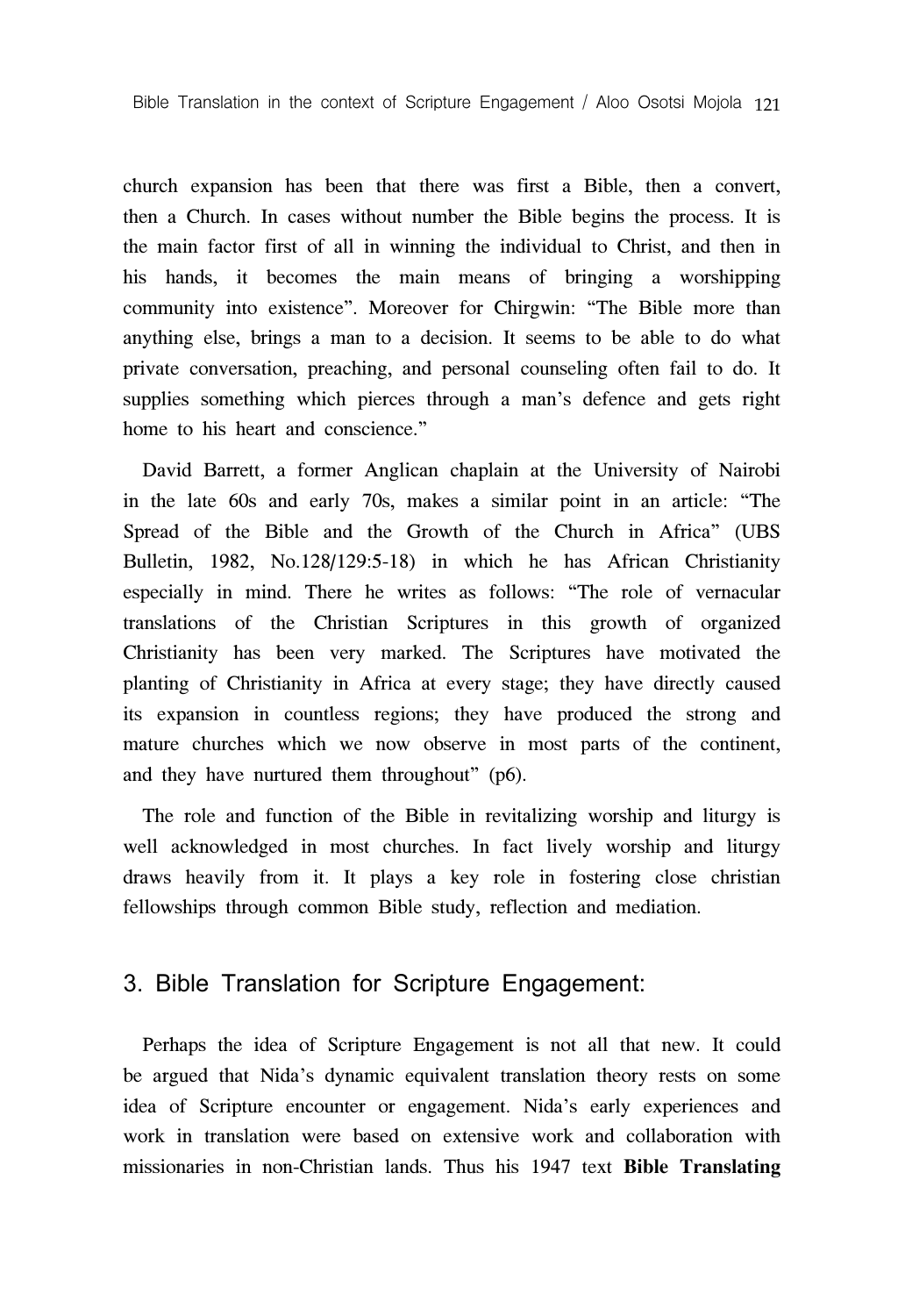church expansion has been that there was first a Bible, then a convert, then a Church. In cases without number the Bible begins the process. It is the main factor first of all in winning the individual to Christ, and then in his hands, it becomes the main means of bringing a worshipping community into existence". Moreover for Chirgwin: "The Bible more than anything else, brings a man to a decision. It seems to be able to do what private conversation, preaching, and personal counseling often fail to do. It supplies something which pierces through a man's defence and gets right home to his heart and conscience."

David Barrett, a former Anglican chaplain at the University of Nairobi in the late 60s and early 70s, makes a similar point in an article: "The Spread of the Bible and the Growth of the Church in Africa" (UBS Bulletin, 1982, No.128/129:5-18) in which he has African Christianity especially in mind. There he writes as follows: "The role of vernacular translations of the Christian Scriptures in this growth of organized Christianity has been very marked. The Scriptures have motivated the planting of Christianity in Africa at every stage; they have directly caused its expansion in countless regions; they have produced the strong and mature churches which we now observe in most parts of the continent, and they have nurtured them throughout" (p6).

The role and function of the Bible in revitalizing worship and liturgy is well acknowledged in most churches. In fact lively worship and liturgy draws heavily from it. It plays a key role in fostering close christian fellowships through common Bible study, reflection and mediation.

## 3. Bible Translation for Scripture Engagement:

Perhaps the idea of Scripture Engagement is not all that new. It could be argued that Nida's dynamic equivalent translation theory rests on some idea of Scripture encounter or engagement. Nida's early experiences and work in translation were based on extensive work and collaboration with missionaries in non-Christian lands. Thus his 1947 text **Bible Translating**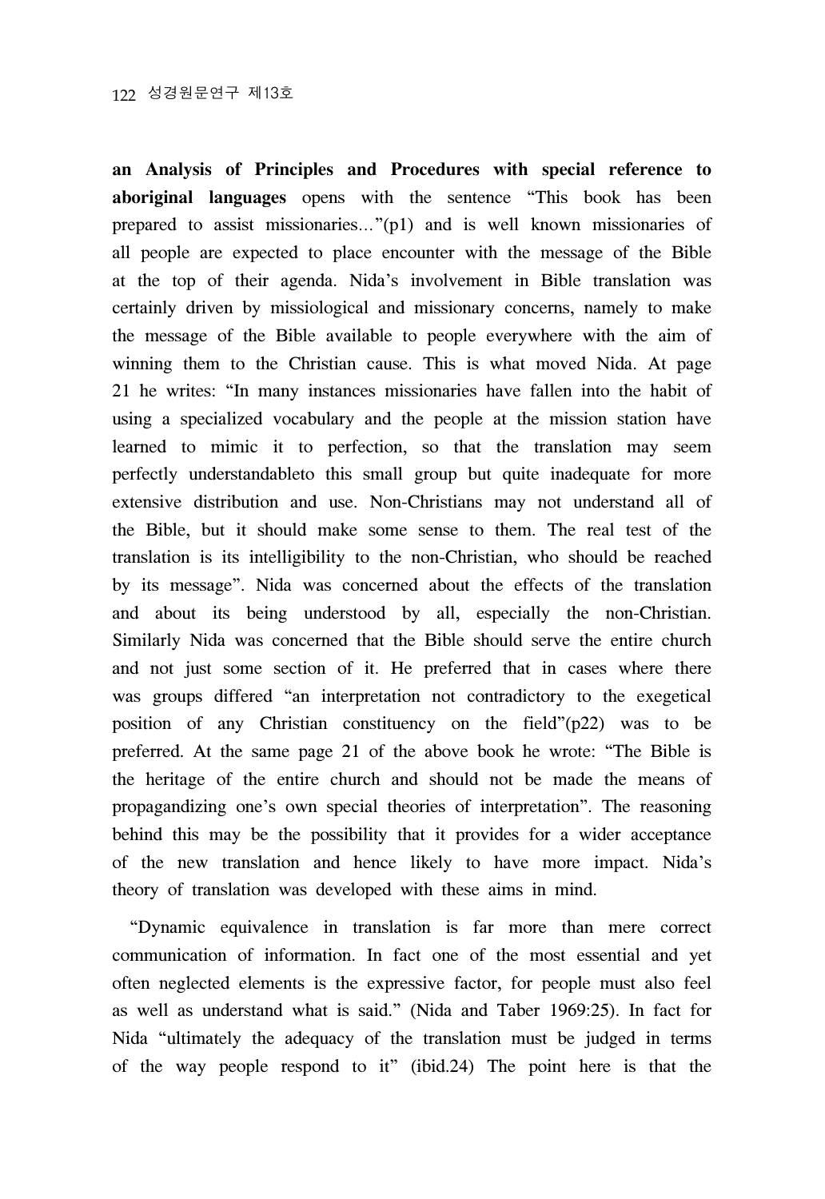**an Analysis of Principles and Procedures with special reference to aboriginal languages** opens with the sentence "This book has been prepared to assist missionaries…"(p1) and is well known missionaries of all people are expected to place encounter with the message of the Bible at the top of their agenda. Nida's involvement in Bible translation was certainly driven by missiological and missionary concerns, namely to make the message of the Bible available to people everywhere with the aim of winning them to the Christian cause. This is what moved Nida. At page 21 he writes: "In many instances missionaries have fallen into the habit of using a specialized vocabulary and the people at the mission station have learned to mimic it to perfection, so that the translation may seem perfectly understandableto this small group but quite inadequate for more extensive distribution and use. Non-Christians may not understand all of the Bible, but it should make some sense to them. The real test of the translation is its intelligibility to the non-Christian, who should be reached by its message". Nida was concerned about the effects of the translation and about its being understood by all, especially the non-Christian. Similarly Nida was concerned that the Bible should serve the entire church and not just some section of it. He preferred that in cases where there was groups differed "an interpretation not contradictory to the exegetical position of any Christian constituency on the field"(p22) was to be preferred. At the same page 21 of the above book he wrote: "The Bible is the heritage of the entire church and should not be made the means of propagandizing one's own special theories of interpretation". The reasoning behind this may be the possibility that it provides for a wider acceptance of the new translation and hence likely to have more impact. Nida's theory of translation was developed with these aims in mind.

"Dynamic equivalence in translation is far more than mere correct communication of information. In fact one of the most essential and yet often neglected elements is the expressive factor, for people must also feel as well as understand what is said." (Nida and Taber 1969:25). In fact for Nida "ultimately the adequacy of the translation must be judged in terms of the way people respond to it" (ibid.24) The point here is that the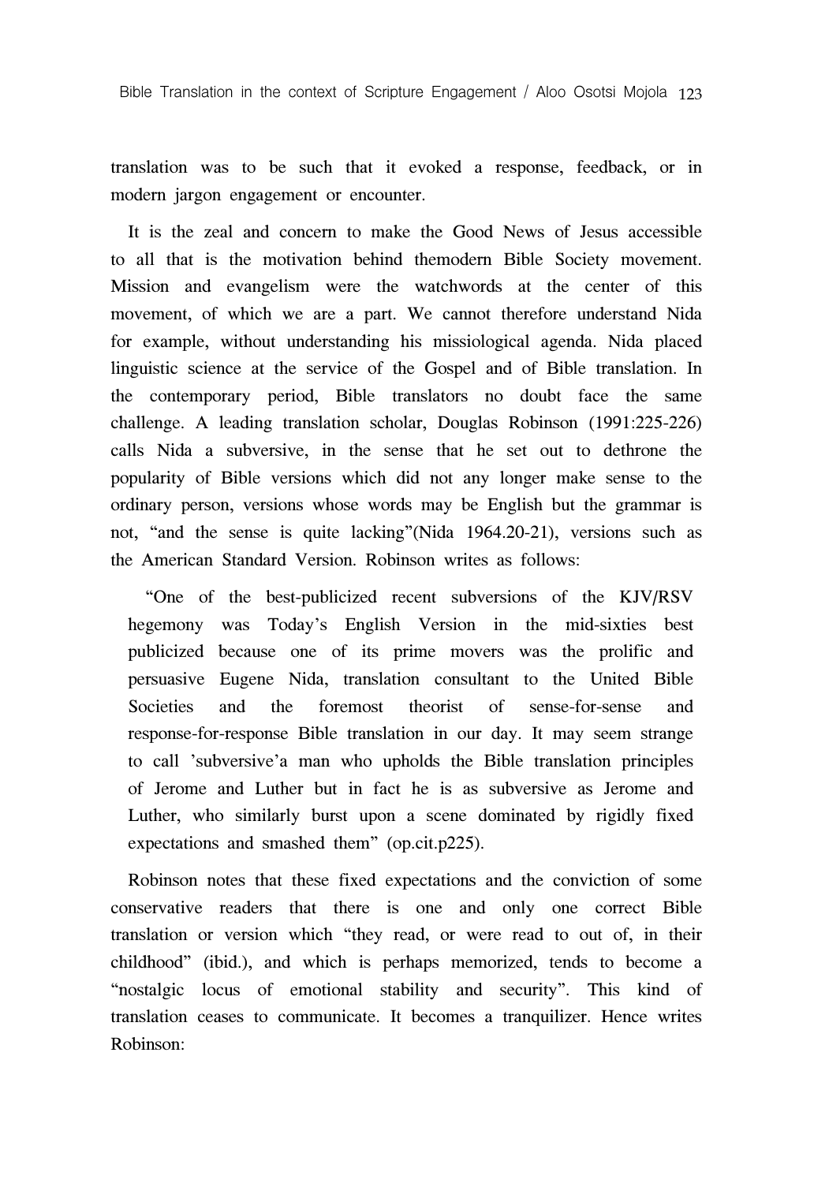translation was to be such that it evoked a response, feedback, or in modern jargon engagement or encounter.

It is the zeal and concern to make the Good News of Jesus accessible to all that is the motivation behind themodern Bible Society movement. Mission and evangelism were the watchwords at the center of this movement, of which we are a part. We cannot therefore understand Nida for example, without understanding his missiological agenda. Nida placed linguistic science at the service of the Gospel and of Bible translation. In the contemporary period, Bible translators no doubt face the same challenge. A leading translation scholar, Douglas Robinson (1991:225-226) calls Nida a subversive, in the sense that he set out to dethrone the popularity of Bible versions which did not any longer make sense to the ordinary person, versions whose words may be English but the grammar is not, "and the sense is quite lacking"(Nida 1964.20-21), versions such as the American Standard Version. Robinson writes as follows:

> "One of the best-publicized recent subversions of the KJV/RSV hegemony was Today's English Version in the mid-sixties best publicized because one of its prime movers was the prolific and persuasive Eugene Nida, translation consultant to the United Bible Societies and the foremost theorist of sense-for-sense and response-for-response Bible translation in our day. It may seem strange to call 'subversive'a man who upholds the Bible translation principles of Jerome and Luther but in fact he is as subversive as Jerome and Luther, who similarly burst upon a scene dominated by rigidly fixed expectations and smashed them" (op.cit.p225).

Robinson notes that these fixed expectations and the conviction of some conservative readers that there is one and only one correct Bible translation or version which "they read, or were read to out of, in their childhood" (ibid.), and which is perhaps memorized, tends to become a "nostalgic locus of emotional stability and security". This kind of translation ceases to communicate. It becomes a tranquilizer. Hence writes Robinson: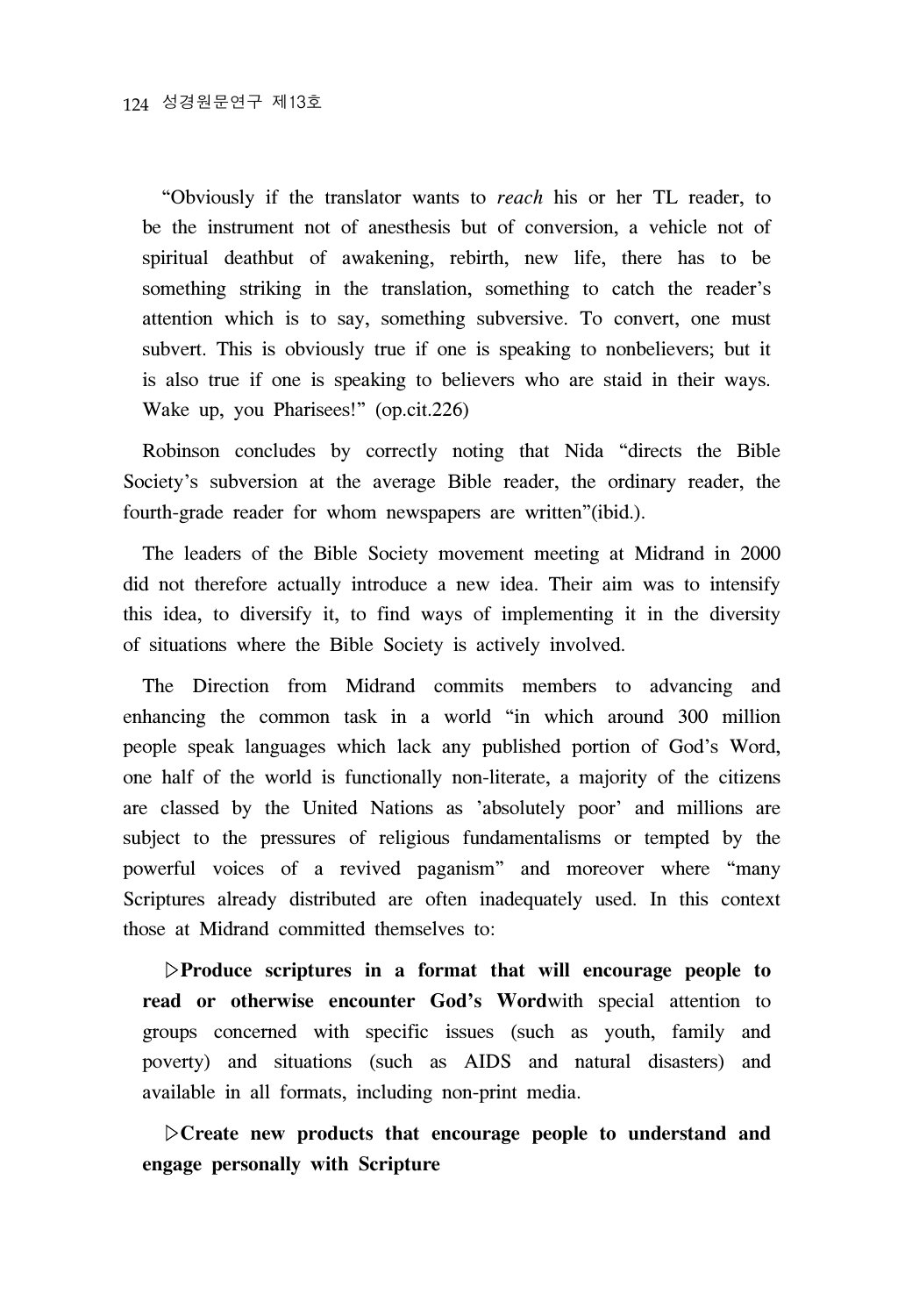"Obviously if the translator wants to *reach* his or her TL reader, to be the instrument not of anesthesis but of conversion, a vehicle not of spiritual deathbut of awakening, rebirth, new life, there has to be something striking in the translation, something to catch the reader's attention which is to say, something subversive. To convert, one must subvert. This is obviously true if one is speaking to nonbelievers; but it is also true if one is speaking to believers who are staid in their ways. Wake up, you Pharisees!" (op.cit.226)

Robinson concludes by correctly noting that Nida "directs the Bible Society's subversion at the average Bible reader, the ordinary reader, the fourth-grade reader for whom newspapers are written"(ibid.).

The leaders of the Bible Society movement meeting at Midrand in 2000 did not therefore actually introduce a new idea. Their aim was to intensify this idea, to diversify it, to find ways of implementing it in the diversity of situations where the Bible Society is actively involved.

The Direction from Midrand commits members to advancing and enhancing the common task in a world "in which around 300 million people speak languages which lack any published portion of God's Word, one half of the world is functionally non-literate, a majority of the citizens are classed by the United Nations as 'absolutely poor' and millions are subject to the pressures of religious fundamentalisms or tempted by the powerful voices of a revived paganism" and moreover where "many Scriptures already distributed are often inadequately used. In this context those at Midrand committed themselves to:

▷**Produce scriptures in a format that will encourage people to read or otherwise encounter God's Word**with special attention to groups concerned with specific issues (such as youth, family and poverty) and situations (such as AIDS and natural disasters) and available in all formats, including non-print media.

▷**Create new products that encourage people to understand and engage personally with Scripture**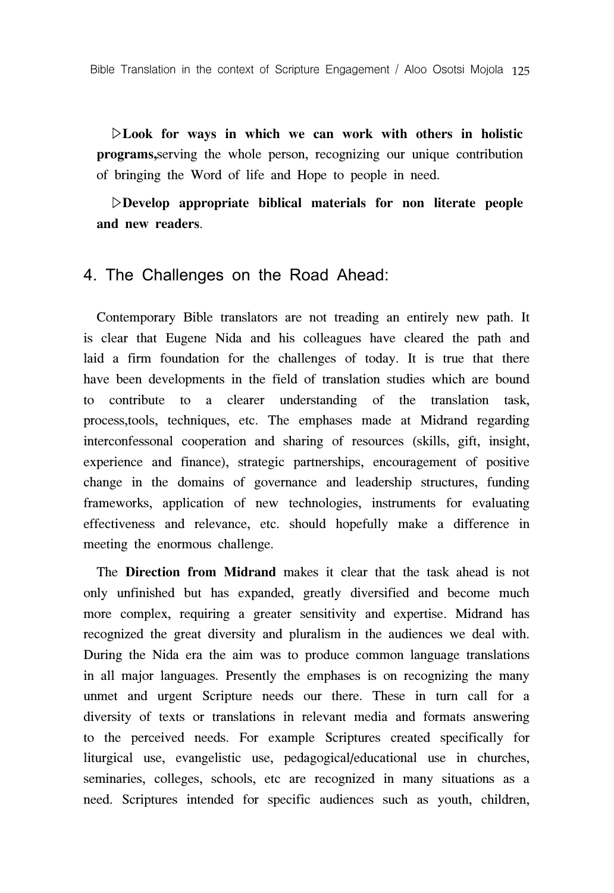▷**Look for ways in which we can work with others in holistic programs,**serving the whole person, recognizing our unique contribution of bringing the Word of life and Hope to people in need.

▷**Develop appropriate biblical materials for non literate people and new readers**.

## 4. The Challenges on the Road Ahead:

Contemporary Bible translators are not treading an entirely new path. It is clear that Eugene Nida and his colleagues have cleared the path and laid a firm foundation for the challenges of today. It is true that there have been developments in the field of translation studies which are bound to contribute to a clearer understanding of the translation task, process,tools, techniques, etc. The emphases made at Midrand regarding interconfessonal cooperation and sharing of resources (skills, gift, insight, experience and finance), strategic partnerships, encouragement of positive change in the domains of governance and leadership structures, funding frameworks, application of new technologies, instruments for evaluating effectiveness and relevance, etc. should hopefully make a difference in meeting the enormous challenge.

The **Direction from Midrand** makes it clear that the task ahead is not only unfinished but has expanded, greatly diversified and become much more complex, requiring a greater sensitivity and expertise. Midrand has recognized the great diversity and pluralism in the audiences we deal with. During the Nida era the aim was to produce common language translations in all major languages. Presently the emphases is on recognizing the many unmet and urgent Scripture needs our there. These in turn call for a diversity of texts or translations in relevant media and formats answering to the perceived needs. For example Scriptures created specifically for liturgical use, evangelistic use, pedagogical/educational use in churches, seminaries, colleges, schools, etc are recognized in many situations as a need. Scriptures intended for specific audiences such as youth, children,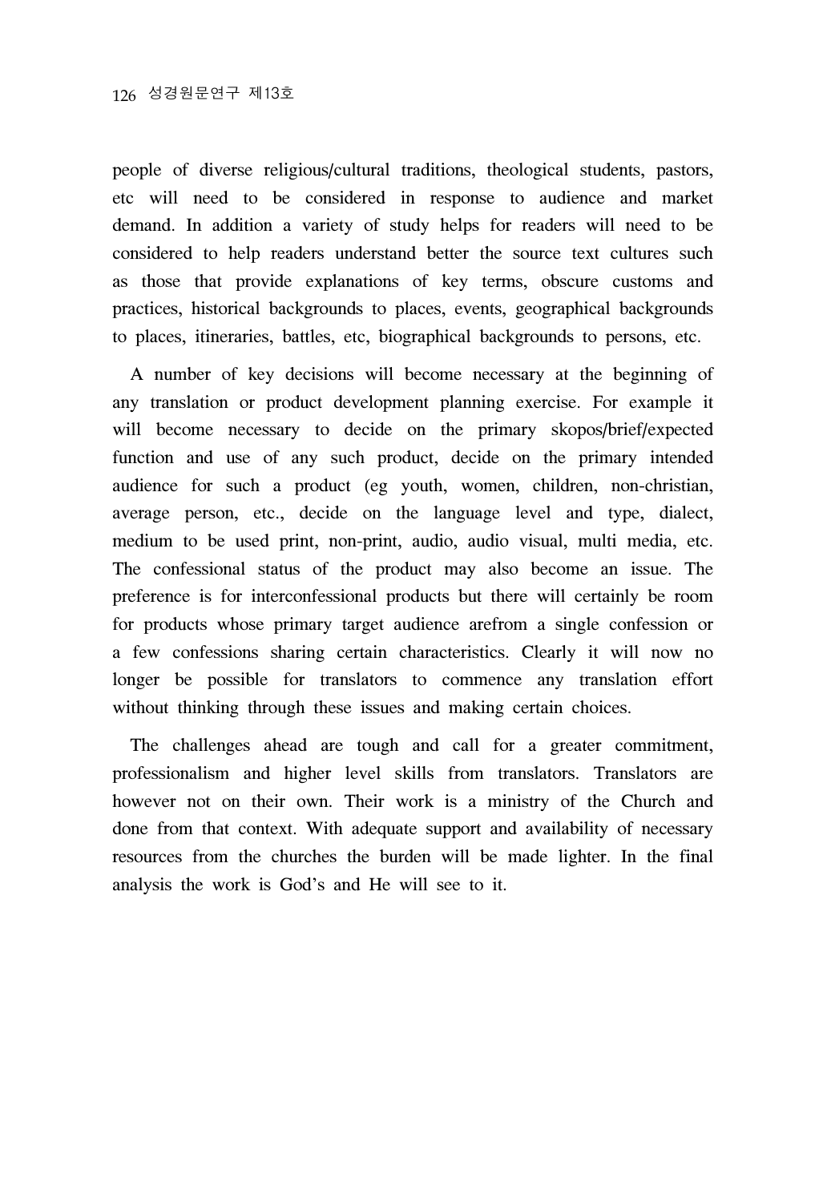people of diverse religious/cultural traditions, theological students, pastors, etc will need to be considered in response to audience and market demand. In addition a variety of study helps for readers will need to be considered to help readers understand better the source text cultures such as those that provide explanations of key terms, obscure customs and practices, historical backgrounds to places, events, geographical backgrounds to places, itineraries, battles, etc, biographical backgrounds to persons, etc.

A number of key decisions will become necessary at the beginning of any translation or product development planning exercise. For example it will become necessary to decide on the primary skopos/brief/expected function and use of any such product, decide on the primary intended audience for such a product (eg youth, women, children, non-christian, average person, etc., decide on the language level and type, dialect, medium to be used print, non-print, audio, audio visual, multi media, etc. The confessional status of the product may also become an issue. The preference is for interconfessional products but there will certainly be room for products whose primary target audience arefrom a single confession or a few confessions sharing certain characteristics. Clearly it will now no longer be possible for translators to commence any translation effort without thinking through these issues and making certain choices.

The challenges ahead are tough and call for a greater commitment, professionalism and higher level skills from translators. Translators are however not on their own. Their work is a ministry of the Church and done from that context. With adequate support and availability of necessary resources from the churches the burden will be made lighter. In the final analysis the work is God's and He will see to it.